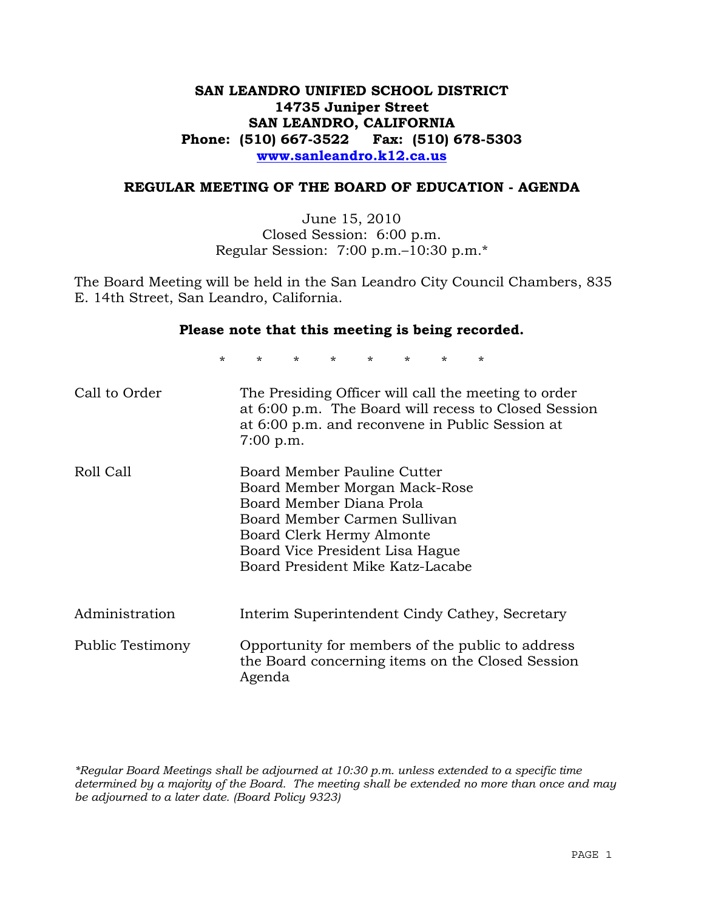**SAN LEANDRO UNIFIED SCHOOL DISTRICT**
**14735 Juniper Street**
**SAN LEANDRO, CALIFORNIA**
**Phone: (510) 667-3522 Fax: (510) 678-5303**
**www.sanleandro.k12.ca.us**

## REGULAR MEETING OF THE BOARD OF EDUCATION - AGENDA

June 15, 2010
Closed Session: 6:00 p.m.
Regular Session: 7:00 p.m.–10:30 p.m.*

The Board Meeting will be held in the San Leandro City Council Chambers, 835 E. 14th Street, San Leandro, California.

**Please note that this meeting is being recorded.**

\* \* \* \* \* \* \* \*

| | |
|---|---|
| Call to Order | The Presiding Officer will call the meeting to order at 6:00 p.m. The Board will recess to Closed Session at 6:00 p.m. and reconvene in Public Session at 7:00 p.m. |
| Roll Call | Board Member Pauline Cutter<br>Board Member Morgan Mack-Rose<br>Board Member Diana Prola<br>Board Member Carmen Sullivan<br>Board Clerk Hermy Almonte<br>Board Vice President Lisa Hague<br>Board President Mike Katz-Lacabe |
| Administration | Interim Superintendent Cindy Cathey, Secretary |
| Public Testimony | Opportunity for members of the public to address the Board concerning items on the Closed Session Agenda |

*\*Regular Board Meetings shall be adjourned at 10:30 p.m. unless extended to a specific time determined by a majority of the Board. The meeting shall be extended no more than once and may be adjourned to a later date. (Board Policy 9323)*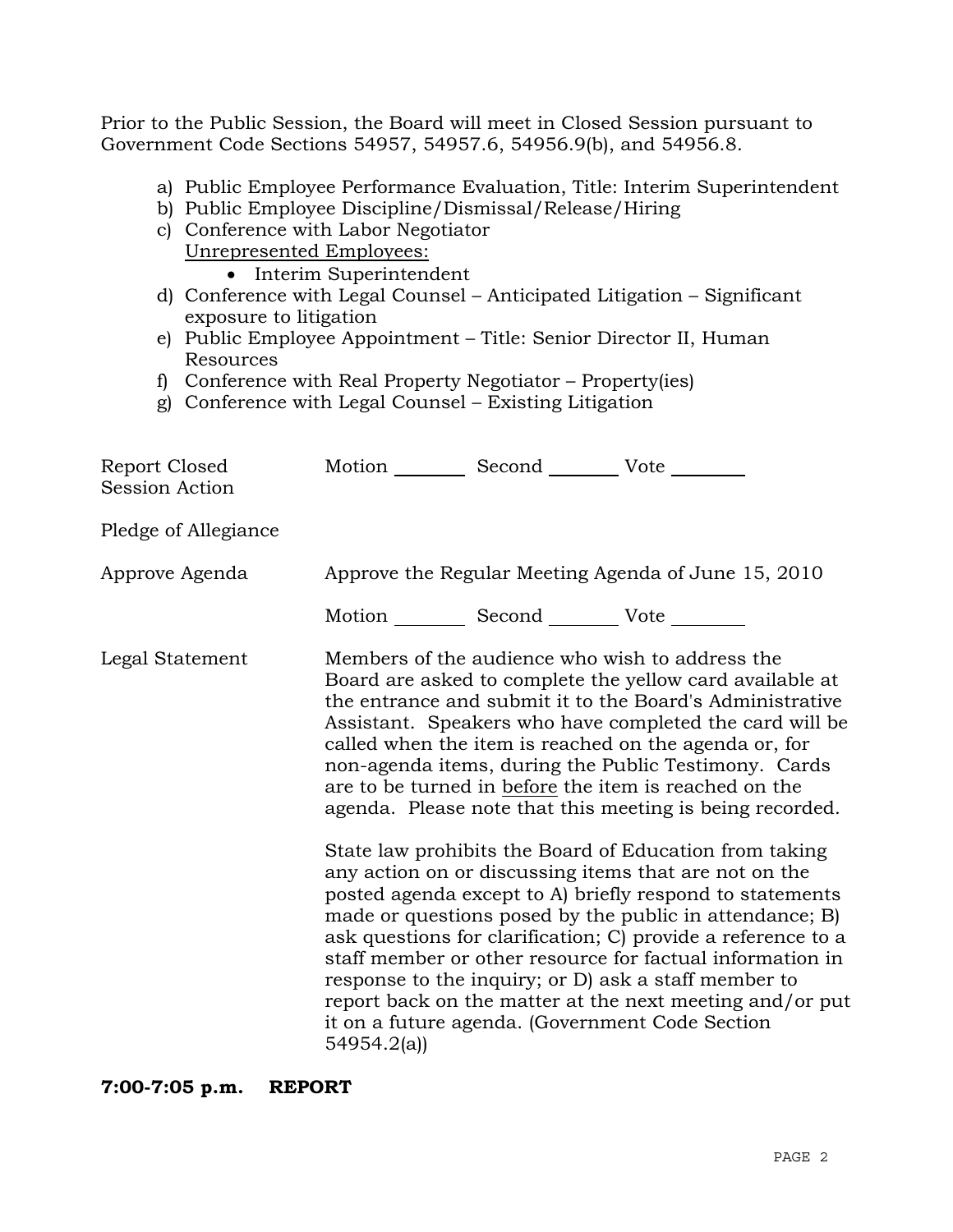Prior to the Public Session, the Board will meet in Closed Session pursuant to Government Code Sections 54957, 54957.6, 54956.9(b), and 54956.8.

a) Public Employee Performance Evaluation, Title: Interim Superintendent
b) Public Employee Discipline/Dismissal/Release/Hiring
c) Conference with Labor Negotiator
   Unrepresented Employees:
   - Interim Superintendent
d) Conference with Legal Counsel – Anticipated Litigation – Significant exposure to litigation
e) Public Employee Appointment – Title: Senior Director II, Human Resources
f) Conference with Real Property Negotiator – Property(ies)
g) Conference with Legal Counsel – Existing Litigation

Report Closed Session Action — Motion ________ Second ________ Vote ________

Pledge of Allegiance

Approve Agenda — Approve the Regular Meeting Agenda of June 15, 2010

Motion ________ Second ________ Vote ________

Legal Statement — Members of the audience who wish to address the Board are asked to complete the yellow card available at the entrance and submit it to the Board's Administrative Assistant. Speakers who have completed the card will be called when the item is reached on the agenda or, for non-agenda items, during the Public Testimony. Cards are to be turned in before the item is reached on the agenda. Please note that this meeting is being recorded.

State law prohibits the Board of Education from taking any action on or discussing items that are not on the posted agenda except to A) briefly respond to statements made or questions posed by the public in attendance; B) ask questions for clarification; C) provide a reference to a staff member or other resource for factual information in response to the inquiry; or D) ask a staff member to report back on the matter at the next meeting and/or put it on a future agenda. (Government Code Section 54954.2(a))

**7:00-7:05 p.m. REPORT**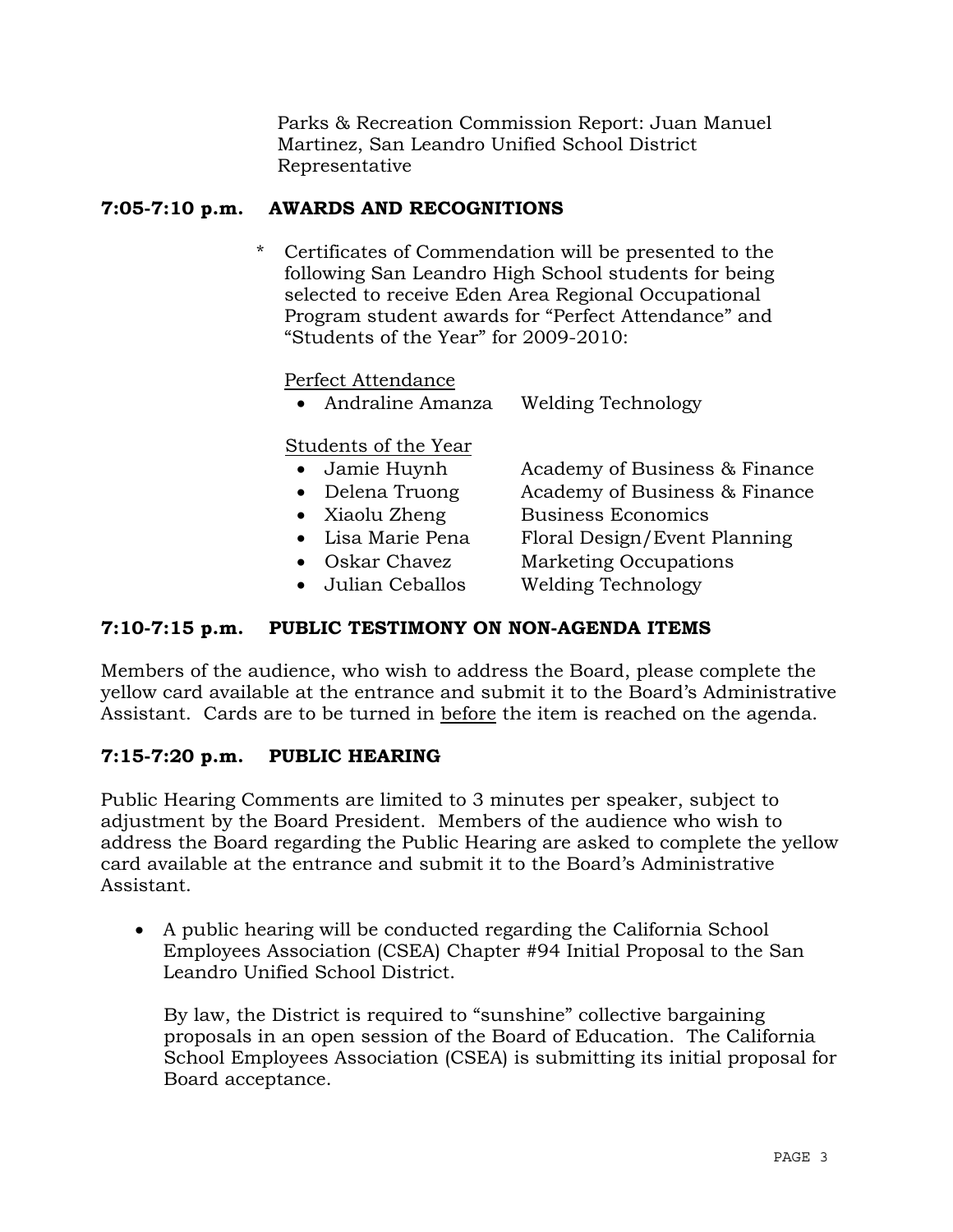Parks & Recreation Commission Report: Juan Manuel Martinez, San Leandro Unified School District Representative

## 7:05-7:10 p.m. AWARDS AND RECOGNITIONS

\* Certificates of Commendation will be presented to the following San Leandro High School students for being selected to receive Eden Area Regional Occupational Program student awards for "Perfect Attendance" and "Students of the Year" for 2009-2010:

Perfect Attendance

- Andraline Amanza — Welding Technology

Students of the Year

- Jamie Huynh — Academy of Business & Finance
- Delena Truong — Academy of Business & Finance
- Xiaolu Zheng — Business Economics
- Lisa Marie Pena — Floral Design/Event Planning
- Oskar Chavez — Marketing Occupations
- Julian Ceballos — Welding Technology

## 7:10-7:15 p.m. PUBLIC TESTIMONY ON NON-AGENDA ITEMS

Members of the audience, who wish to address the Board, please complete the yellow card available at the entrance and submit it to the Board's Administrative Assistant. Cards are to be turned in before the item is reached on the agenda.

## 7:15-7:20 p.m. PUBLIC HEARING

Public Hearing Comments are limited to 3 minutes per speaker, subject to adjustment by the Board President. Members of the audience who wish to address the Board regarding the Public Hearing are asked to complete the yellow card available at the entrance and submit it to the Board's Administrative Assistant.

- A public hearing will be conducted regarding the California School Employees Association (CSEA) Chapter #94 Initial Proposal to the San Leandro Unified School District.

  By law, the District is required to "sunshine" collective bargaining proposals in an open session of the Board of Education. The California School Employees Association (CSEA) is submitting its initial proposal for Board acceptance.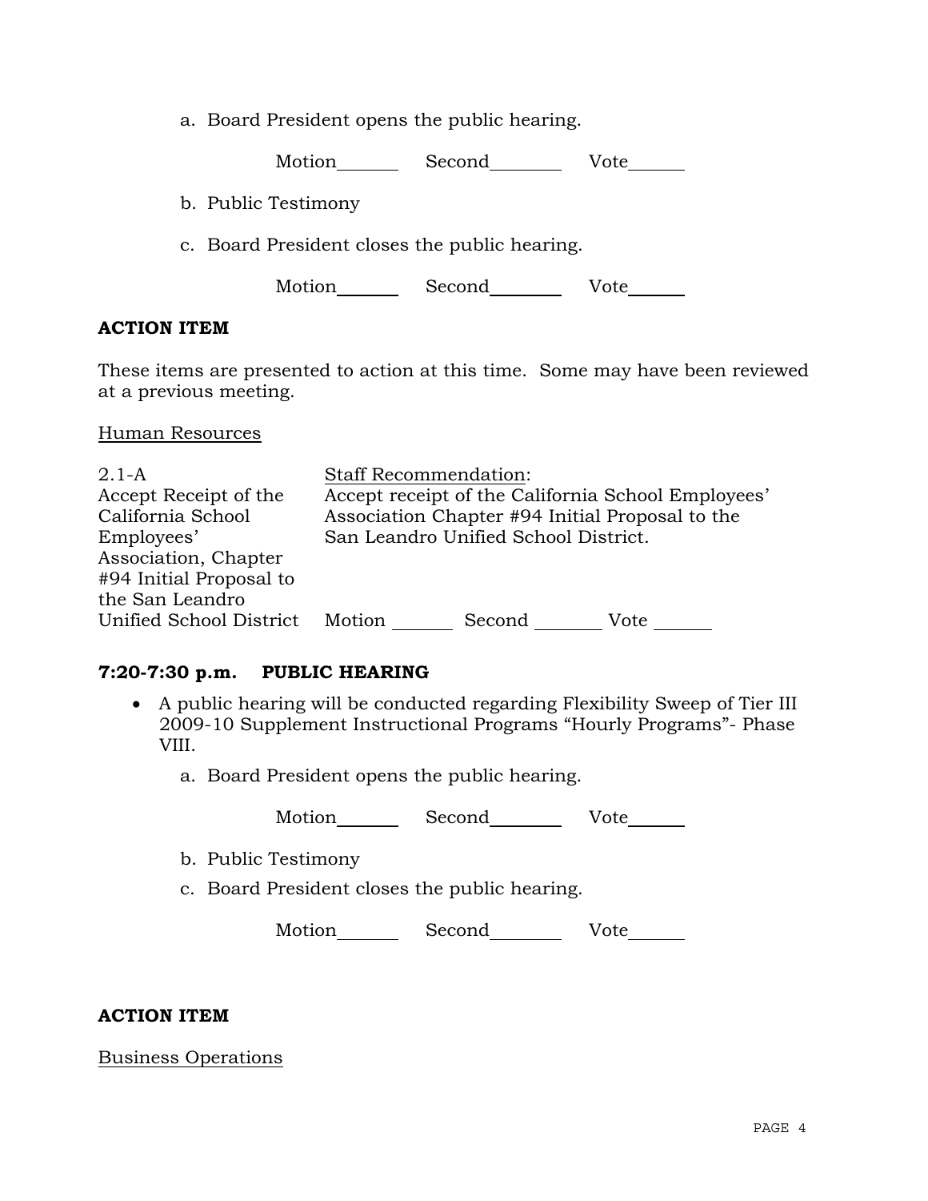a. Board President opens the public hearing.

Motion_______ Second________ Vote______

b. Public Testimony

c. Board President closes the public hearing.

Motion_______ Second________ Vote______

**ACTION ITEM**

These items are presented to action at this time. Some may have been reviewed at a previous meeting.

Human Resources

| | |
|---|---|
| 2.1-A<br>Accept Receipt of the California School Employees' Association, Chapter #94 Initial Proposal to the San Leandro Unified School District | Staff Recommendation:<br>Accept receipt of the California School Employees' Association Chapter #94 Initial Proposal to the San Leandro Unified School District.<br><br>Motion _______ Second ________ Vote ______ |

**7:20-7:30 p.m. PUBLIC HEARING**

- A public hearing will be conducted regarding Flexibility Sweep of Tier III 2009-10 Supplement Instructional Programs "Hourly Programs"- Phase VIII.

  a. Board President opens the public hearing.

  Motion_______ Second________ Vote______

  b. Public Testimony

  c. Board President closes the public hearing.

  Motion_______ Second________ Vote______

**ACTION ITEM**

Business Operations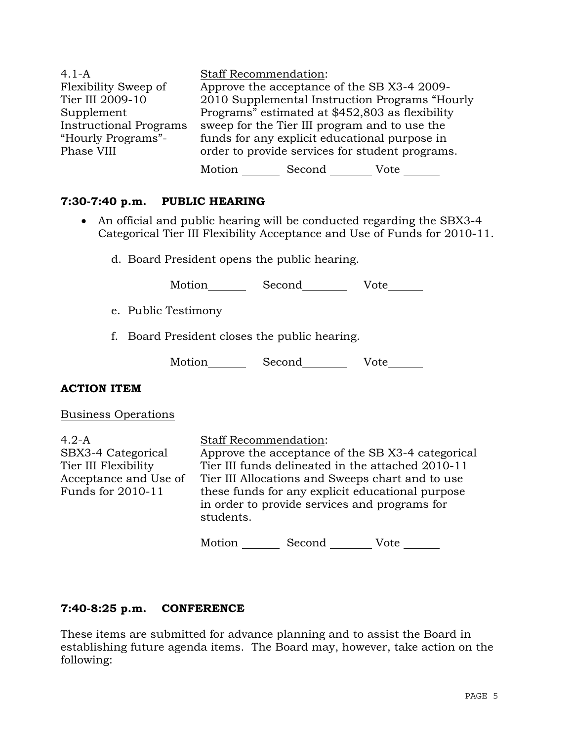| | |
|---|---|
| 4.1-A<br>Flexibility Sweep of Tier III 2009-10 Supplement Instructional Programs "Hourly Programs"- Phase VIII | Staff Recommendation:<br>Approve the acceptance of the SB X3-4 2009-2010 Supplemental Instruction Programs "Hourly Programs" estimated at $452,803 as flexibility sweep for the Tier III program and to use the funds for any explicit educational purpose in order to provide services for student programs.<br><br>Motion _______ Second _______ Vote _______ |

**7:30-7:40 p.m. PUBLIC HEARING**

- An official and public hearing will be conducted regarding the SBX3-4 Categorical Tier III Flexibility Acceptance and Use of Funds for 2010-11.

  d. Board President opens the public hearing.

  Motion_______ Second_______ Vote_______

  e. Public Testimony

  f. Board President closes the public hearing.

  Motion_______ Second_______ Vote_______

**ACTION ITEM**

Business Operations

| | |
|---|---|
| 4.2-A<br>SBX3-4 Categorical Tier III Flexibility Acceptance and Use of Funds for 2010-11 | Staff Recommendation:<br>Approve the acceptance of the SB X3-4 categorical Tier III funds delineated in the attached 2010-11 Tier III Allocations and Sweeps chart and to use these funds for any explicit educational purpose in order to provide services and programs for students.<br><br>Motion _______ Second _______ Vote _______ |

**7:40-8:25 p.m. CONFERENCE**

These items are submitted for advance planning and to assist the Board in establishing future agenda items. The Board may, however, take action on the following: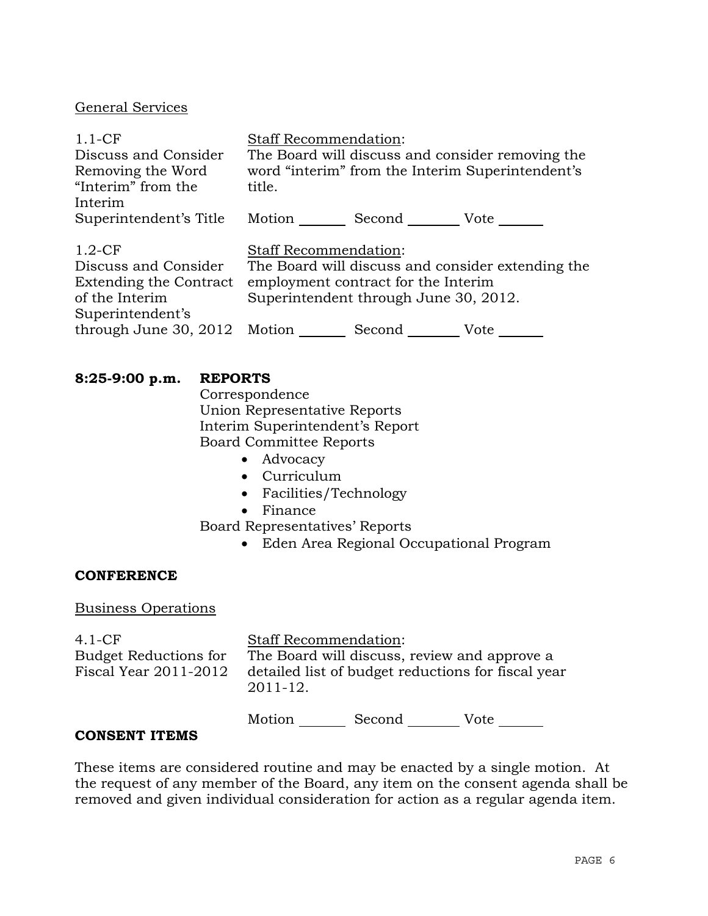General Services

| 1.1-CF<br>Discuss and Consider Removing the Word "Interim" from the Interim Superintendent's Title | Staff Recommendation:<br>The Board will discuss and consider removing the word "interim" from the Interim Superintendent's title.<br><br>Motion _______ Second _______ Vote _______ |
|---|---|
| 1.2-CF<br>Discuss and Consider Extending the Contract of the Interim Superintendent's through June 30, 2012 | Staff Recommendation:<br>The Board will discuss and consider extending the employment contract for the Interim Superintendent through June 30, 2012.<br><br>Motion _______ Second _______ Vote _______ |

**8:25-9:00 p.m. REPORTS**

Correspondence
Union Representative Reports
Interim Superintendent's Report
Board Committee Reports

- Advocacy
- Curriculum
- Facilities/Technology
- Finance

Board Representatives' Reports

- Eden Area Regional Occupational Program

**CONFERENCE**

Business Operations

| 4.1-CF<br>Budget Reductions for Fiscal Year 2011-2012 | Staff Recommendation:<br>The Board will discuss, review and approve a detailed list of budget reductions for fiscal year 2011-12.<br><br>Motion _______ Second _______ Vote _______ |
|---|---|

**CONSENT ITEMS**

These items are considered routine and may be enacted by a single motion. At the request of any member of the Board, any item on the consent agenda shall be removed and given individual consideration for action as a regular agenda item.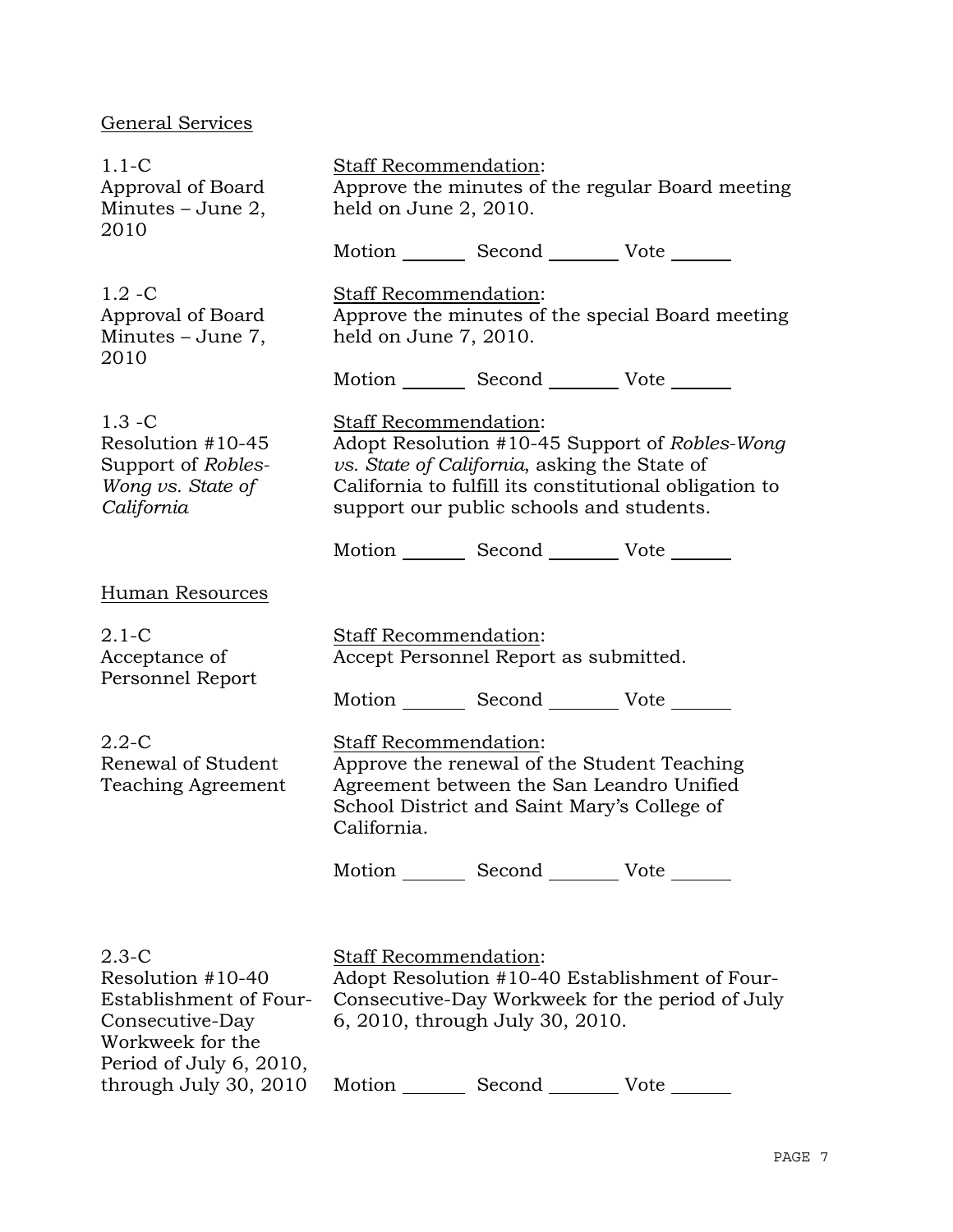General Services

1.1-C
Approval of Board Minutes – June 2, 2010

Staff Recommendation:
Approve the minutes of the regular Board meeting held on June 2, 2010.

Motion _______ Second _______ Vote _______

1.2 -C
Approval of Board Minutes – June 7, 2010

Staff Recommendation:
Approve the minutes of the special Board meeting held on June 7, 2010.

Motion _______ Second _______ Vote _______

1.3 -C
Resolution #10-45 Support of *Robles-Wong vs. State of California*

Staff Recommendation:
Adopt Resolution #10-45 Support of *Robles-Wong vs. State of California*, asking the State of California to fulfill its constitutional obligation to support our public schools and students.

Motion _______ Second _______ Vote _______

Human Resources

2.1-C
Acceptance of Personnel Report

Staff Recommendation:
Accept Personnel Report as submitted.

Motion _______ Second _______ Vote _______

2.2-C
Renewal of Student Teaching Agreement

Staff Recommendation:
Approve the renewal of the Student Teaching Agreement between the San Leandro Unified School District and Saint Mary's College of California.

Motion _______ Second _______ Vote _______

2.3-C
Resolution #10-40 Establishment of Four-Consecutive-Day Workweek for the Period of July 6, 2010, through July 30, 2010

Staff Recommendation:
Adopt Resolution #10-40 Establishment of Four-Consecutive-Day Workweek for the period of July 6, 2010, through July 30, 2010.

Motion _______ Second _______ Vote _______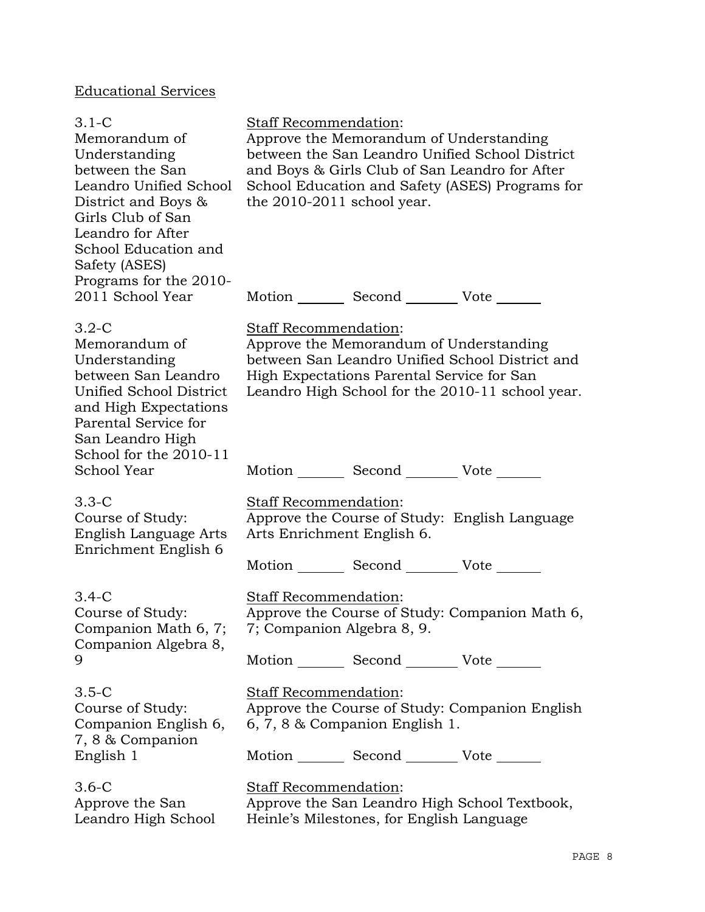Educational Services

3.1-C
Memorandum of Understanding between the San Leandro Unified School District and Boys & Girls Club of San Leandro for After School Education and Safety (ASES) Programs for the 2010-2011 School Year

Staff Recommendation:
Approve the Memorandum of Understanding between the San Leandro Unified School District and Boys & Girls Club of San Leandro for After School Education and Safety (ASES) Programs for the 2010-2011 school year.

Motion _______ Second _______ Vote _______

3.2-C
Memorandum of Understanding between San Leandro Unified School District and High Expectations Parental Service for San Leandro High School for the 2010-11 School Year

Staff Recommendation:
Approve the Memorandum of Understanding between San Leandro Unified School District and High Expectations Parental Service for San Leandro High School for the 2010-11 school year.

Motion _______ Second _______ Vote _______

3.3-C
Course of Study: English Language Arts Enrichment English 6

Staff Recommendation:
Approve the Course of Study: English Language Arts Enrichment English 6.

Motion _______ Second _______ Vote _______

3.4-C
Course of Study: Companion Math 6, 7; Companion Algebra 8, 9

Staff Recommendation:
Approve the Course of Study: Companion Math 6, 7; Companion Algebra 8, 9.

Motion _______ Second _______ Vote _______

3.5-C
Course of Study: Companion English 6, 7, 8 & Companion English 1

Staff Recommendation:
Approve the Course of Study: Companion English 6, 7, 8 & Companion English 1.

Motion _______ Second _______ Vote _______

3.6-C
Approve the San Leandro High School

Staff Recommendation:
Approve the San Leandro High School Textbook, Heinle's Milestones, for English Language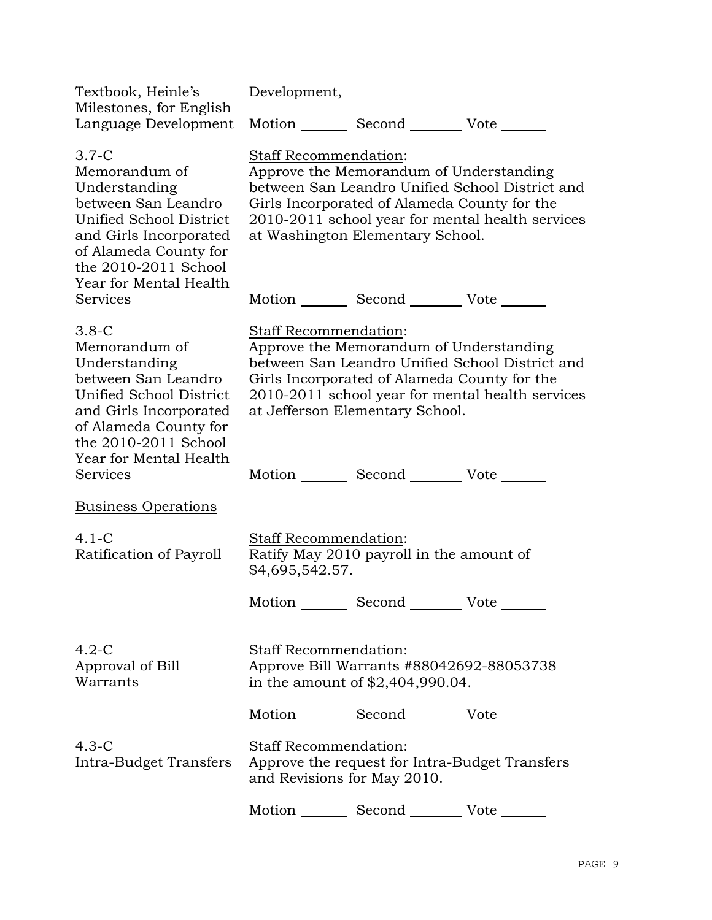Textbook, Heinle's Milestones, for English Language Development

Development,

Motion _______ Second _______ Vote _______

3.7-C
Memorandum of Understanding between San Leandro Unified School District and Girls Incorporated of Alameda County for the 2010-2011 School Year for Mental Health Services

Staff Recommendation:
Approve the Memorandum of Understanding between San Leandro Unified School District and Girls Incorporated of Alameda County for the 2010-2011 school year for mental health services at Washington Elementary School.

Motion _______ Second _______ Vote _______

3.8-C
Memorandum of Understanding between San Leandro Unified School District and Girls Incorporated of Alameda County for the 2010-2011 School Year for Mental Health Services

Staff Recommendation:
Approve the Memorandum of Understanding between San Leandro Unified School District and Girls Incorporated of Alameda County for the 2010-2011 school year for mental health services at Jefferson Elementary School.

Motion _______ Second _______ Vote _______

Business Operations

4.1-C
Ratification of Payroll

Staff Recommendation:
Ratify May 2010 payroll in the amount of $4,695,542.57.

Motion _______ Second _______ Vote _______

4.2-C
Approval of Bill Warrants

Staff Recommendation:
Approve Bill Warrants #88042692-88053738 in the amount of $2,404,990.04.

Motion _______ Second _______ Vote _______

4.3-C
Intra-Budget Transfers

Staff Recommendation:
Approve the request for Intra-Budget Transfers and Revisions for May 2010.

Motion _______ Second _______ Vote _______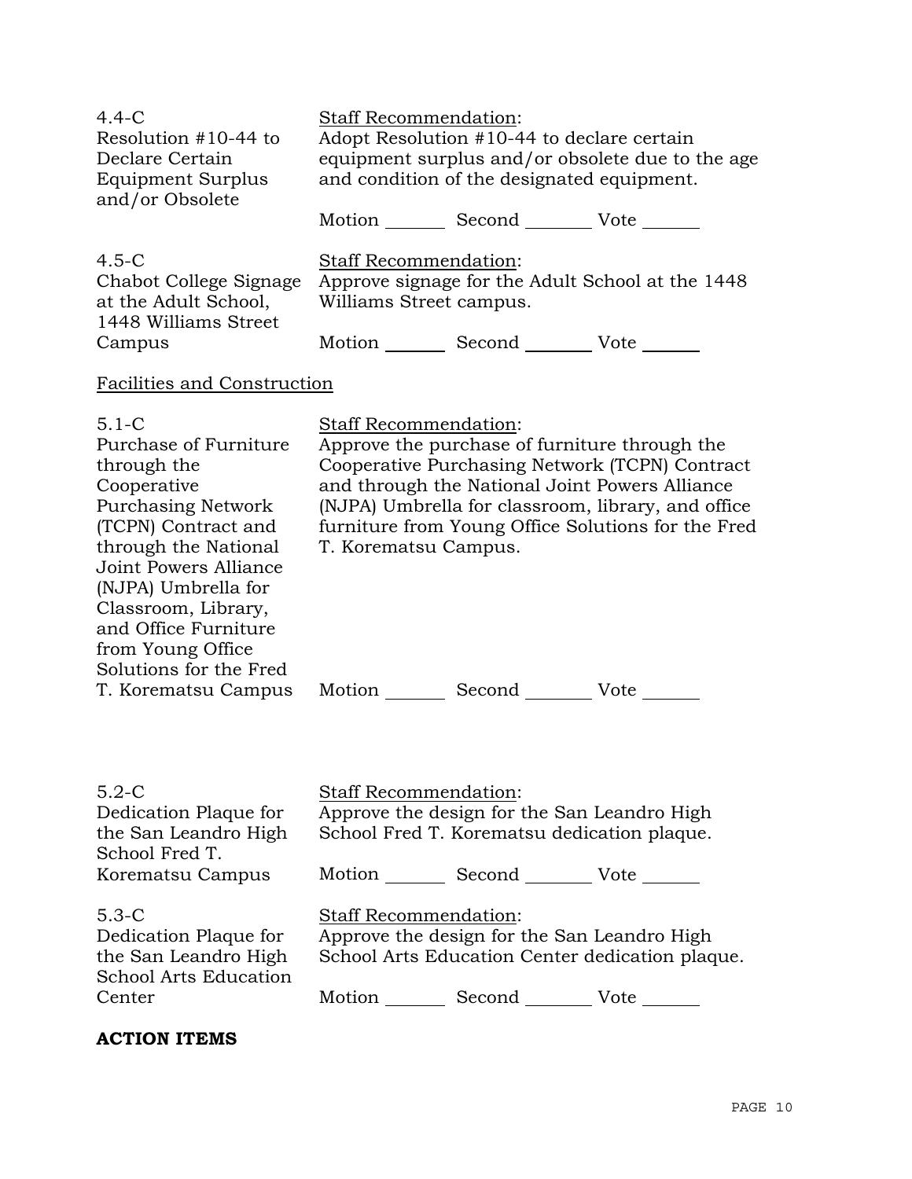| | |
|---|---|
| 4.4-C<br>Resolution #10-44 to Declare Certain Equipment Surplus and/or Obsolete | Staff Recommendation:<br>Adopt Resolution #10-44 to declare certain equipment surplus and/or obsolete due to the age and condition of the designated equipment.<br><br>Motion _______ Second _______ Vote _______ |
| 4.5-C<br>Chabot College Signage at the Adult School, 1448 Williams Street Campus | Staff Recommendation:<br>Approve signage for the Adult School at the 1448 Williams Street campus.<br><br>Motion _______ Second _______ Vote _______ |

Facilities and Construction

| | |
|---|---|
| 5.1-C<br>Purchase of Furniture through the Cooperative Purchasing Network (TCPN) Contract and through the National Joint Powers Alliance (NJPA) Umbrella for Classroom, Library, and Office Furniture from Young Office Solutions for the Fred T. Korematsu Campus | Staff Recommendation:<br>Approve the purchase of furniture through the Cooperative Purchasing Network (TCPN) Contract and through the National Joint Powers Alliance (NJPA) Umbrella for classroom, library, and office furniture from Young Office Solutions for the Fred T. Korematsu Campus.<br><br>Motion _______ Second _______ Vote _______ |
| 5.2-C<br>Dedication Plaque for the San Leandro High School Fred T. Korematsu Campus | Staff Recommendation:<br>Approve the design for the San Leandro High School Fred T. Korematsu dedication plaque.<br><br>Motion _______ Second _______ Vote _______ |
| 5.3-C<br>Dedication Plaque for the San Leandro High School Arts Education Center | Staff Recommendation:<br>Approve the design for the San Leandro High School Arts Education Center dedication plaque.<br><br>Motion _______ Second _______ Vote _______ |

**ACTION ITEMS**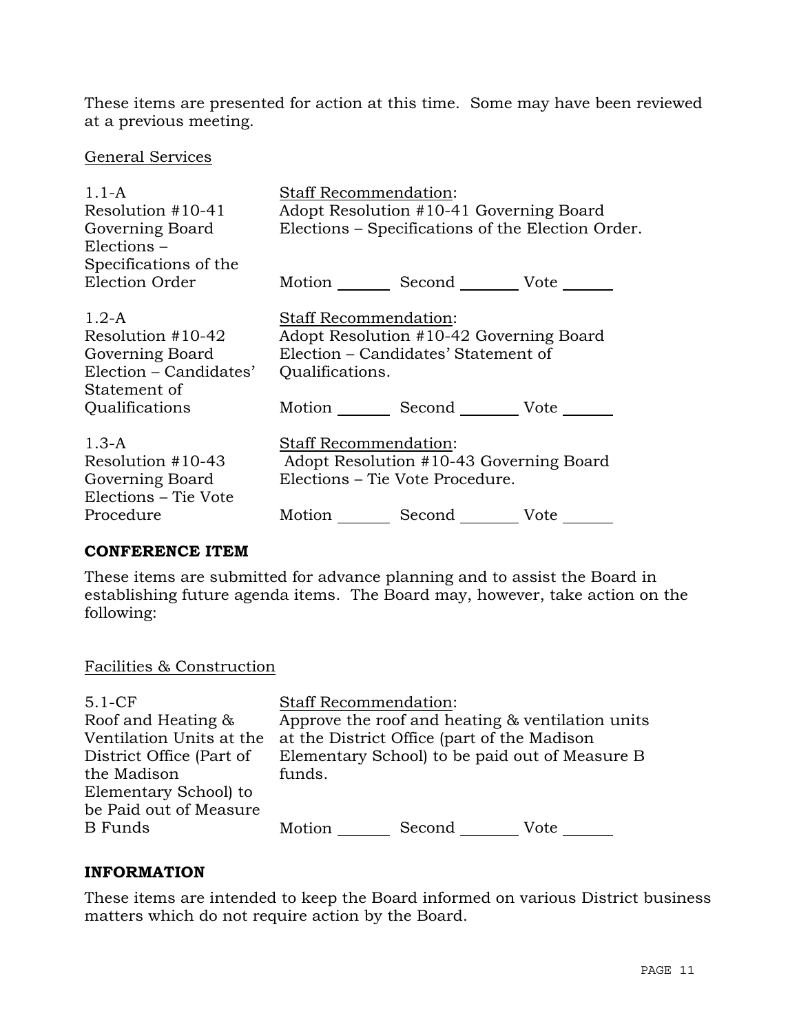These items are presented for action at this time. Some may have been reviewed at a previous meeting.

General Services

| | |
|---|---|
| 1.1-A<br>Resolution #10-41<br>Governing Board Elections – Specifications of the Election Order | Staff Recommendation:<br>Adopt Resolution #10-41 Governing Board Elections – Specifications of the Election Order.<br><br>Motion _______ Second _______ Vote _______ |
| 1.2-A<br>Resolution #10-42<br>Governing Board Election – Candidates' Statement of Qualifications | Staff Recommendation:<br>Adopt Resolution #10-42 Governing Board Election – Candidates' Statement of Qualifications.<br><br>Motion _______ Second _______ Vote _______ |
| 1.3-A<br>Resolution #10-43<br>Governing Board Elections – Tie Vote Procedure | Staff Recommendation:<br>Adopt Resolution #10-43 Governing Board Elections – Tie Vote Procedure.<br><br>Motion _______ Second _______ Vote _______ |

## CONFERENCE ITEM

These items are submitted for advance planning and to assist the Board in establishing future agenda items. The Board may, however, take action on the following:

Facilities & Construction

| | |
|---|---|
| 5.1-CF<br>Roof and Heating & Ventilation Units at the District Office (Part of the Madison Elementary School) to be Paid out of Measure B Funds | Staff Recommendation:<br>Approve the roof and heating & ventilation units at the District Office (part of the Madison Elementary School) to be paid out of Measure B funds.<br><br>Motion _______ Second _______ Vote _______ |

## INFORMATION

These items are intended to keep the Board informed on various District business matters which do not require action by the Board.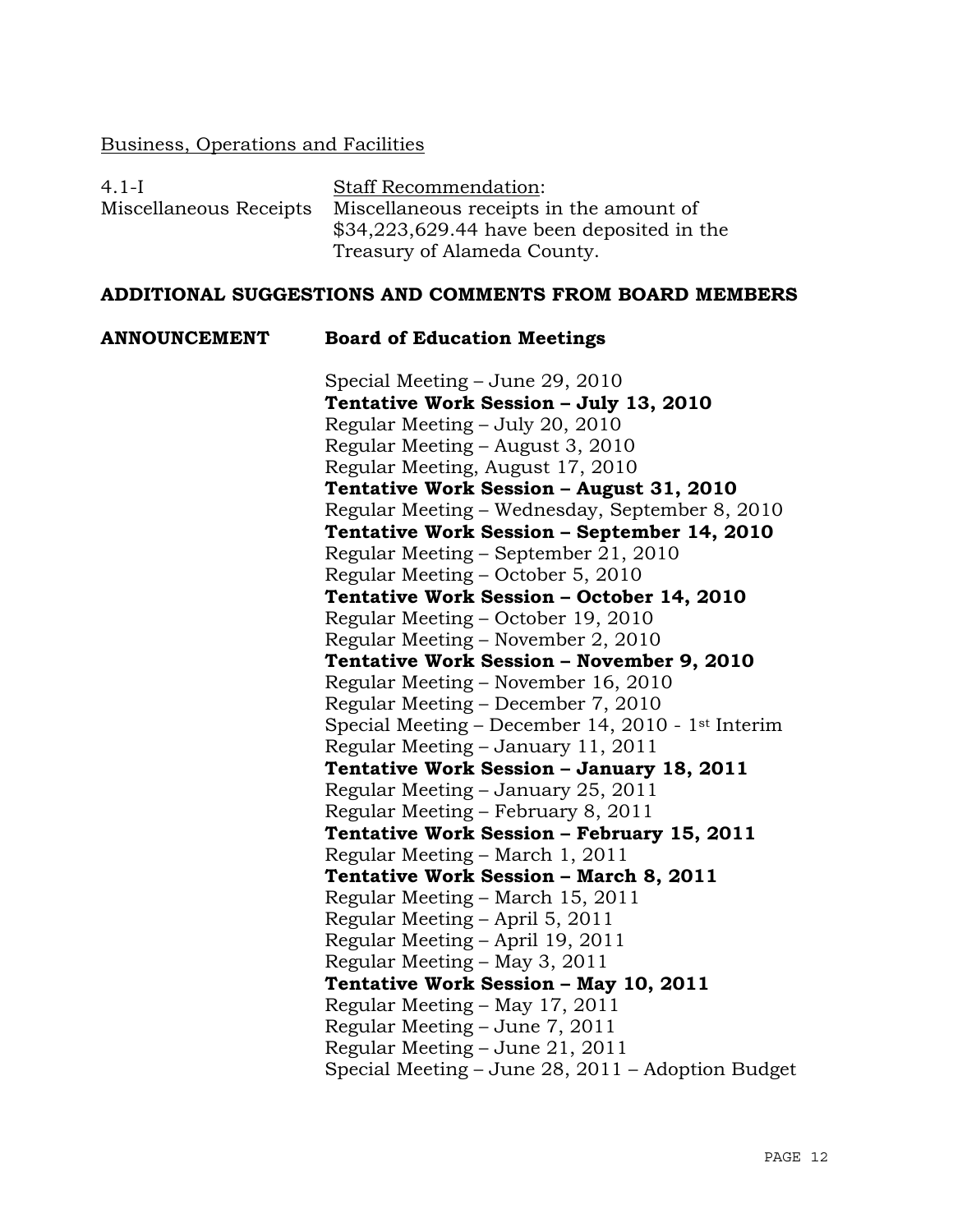Business, Operations and Facilities

4.1-I Miscellaneous Receipts

Staff Recommendation:
Miscellaneous receipts in the amount of $34,223,629.44 have been deposited in the Treasury of Alameda County.

**ADDITIONAL SUGGESTIONS AND COMMENTS FROM BOARD MEMBERS**

**ANNOUNCEMENT** **Board of Education Meetings**

Special Meeting – June 29, 2010
**Tentative Work Session – July 13, 2010**
Regular Meeting – July 20, 2010
Regular Meeting – August 3, 2010
Regular Meeting, August 17, 2010
**Tentative Work Session – August 31, 2010**
Regular Meeting – Wednesday, September 8, 2010
**Tentative Work Session – September 14, 2010**
Regular Meeting – September 21, 2010
Regular Meeting – October 5, 2010
**Tentative Work Session – October 14, 2010**
Regular Meeting – October 19, 2010
Regular Meeting – November 2, 2010
**Tentative Work Session – November 9, 2010**
Regular Meeting – November 16, 2010
Regular Meeting – December 7, 2010
Special Meeting – December 14, 2010 - 1st Interim
Regular Meeting – January 11, 2011
**Tentative Work Session – January 18, 2011**
Regular Meeting – January 25, 2011
Regular Meeting – February 8, 2011
**Tentative Work Session – February 15, 2011**
Regular Meeting – March 1, 2011
**Tentative Work Session – March 8, 2011**
Regular Meeting – March 15, 2011
Regular Meeting – April 5, 2011
Regular Meeting – April 19, 2011
Regular Meeting – May 3, 2011
**Tentative Work Session – May 10, 2011**
Regular Meeting – May 17, 2011
Regular Meeting – June 7, 2011
Regular Meeting – June 21, 2011
Special Meeting – June 28, 2011 – Adoption Budget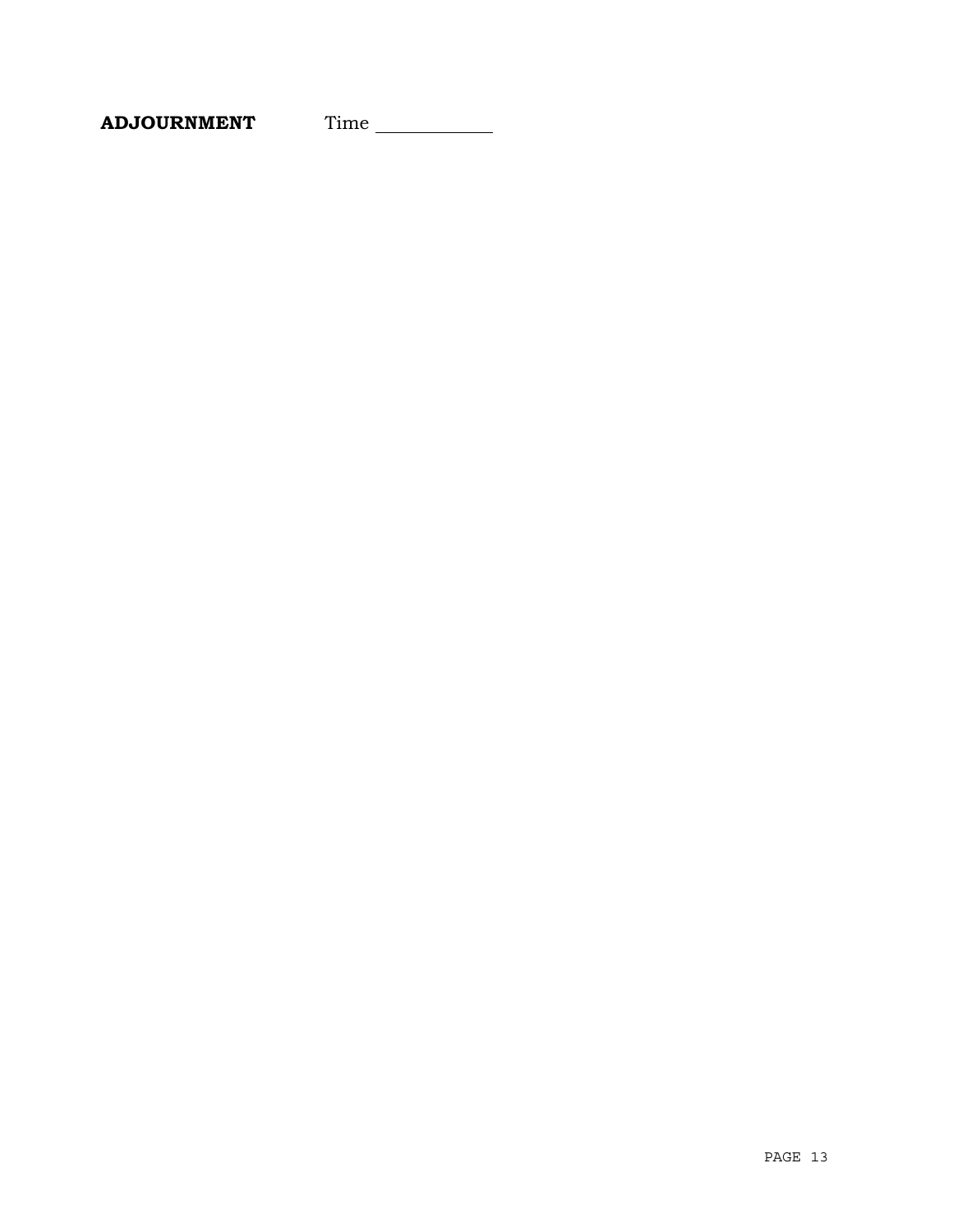**ADJOURNMENT** Time ____________